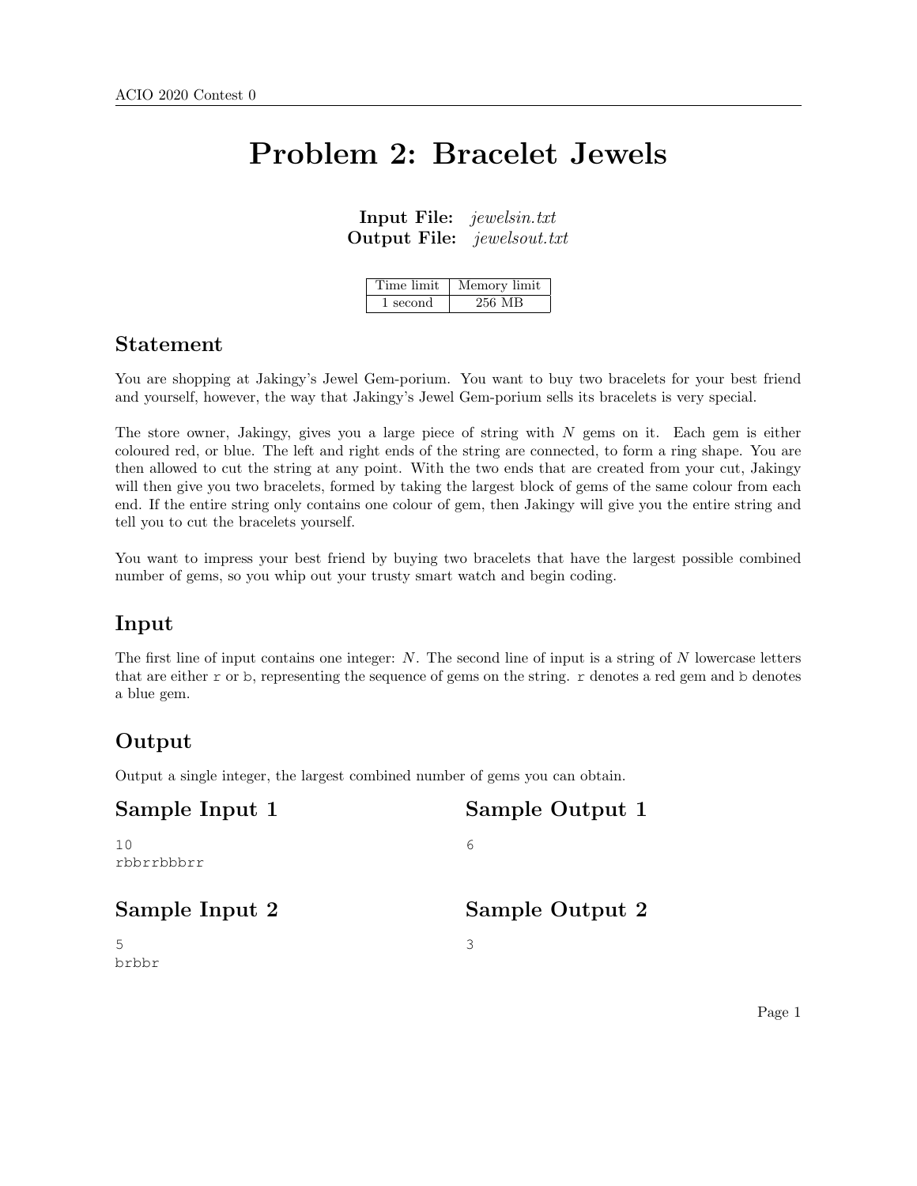# Problem 2: Bracelet Jewels

**Input File:** *jewelsin.txt*
**Output File:** *jewelsout.txt*

| Time limit | Memory limit |
|---|---|
| 1 second | 256 MB |

## Statement

You are shopping at Jakingy's Jewel Gem-porium. You want to buy two bracelets for your best friend and yourself, however, the way that Jakingy's Jewel Gem-porium sells its bracelets is very special.

The store owner, Jakingy, gives you a large piece of string with $N$ gems on it. Each gem is either coloured red, or blue. The left and right ends of the string are connected, to form a ring shape. You are then allowed to cut the string at any point. With the two ends that are created from your cut, Jakingy will then give you two bracelets, formed by taking the largest block of gems of the same colour from each end. If the entire string only contains one colour of gem, then Jakingy will give you the entire string and tell you to cut the bracelets yourself.

You want to impress your best friend by buying two bracelets that have the largest possible combined number of gems, so you whip out your trusty smart watch and begin coding.

## Input

The first line of input contains one integer: $N$. The second line of input is a string of $N$ lowercase letters that are either `r` or `b`, representing the sequence of gems on the string. `r` denotes a red gem and `b` denotes a blue gem.

## Output

Output a single integer, the largest combined number of gems you can obtain.

## Sample Input 1

```
10
rbbrrbbbrr
```

## Sample Output 1

```
6
```

## Sample Input 2

```
5
brbbr
```

## Sample Output 2

```
3
```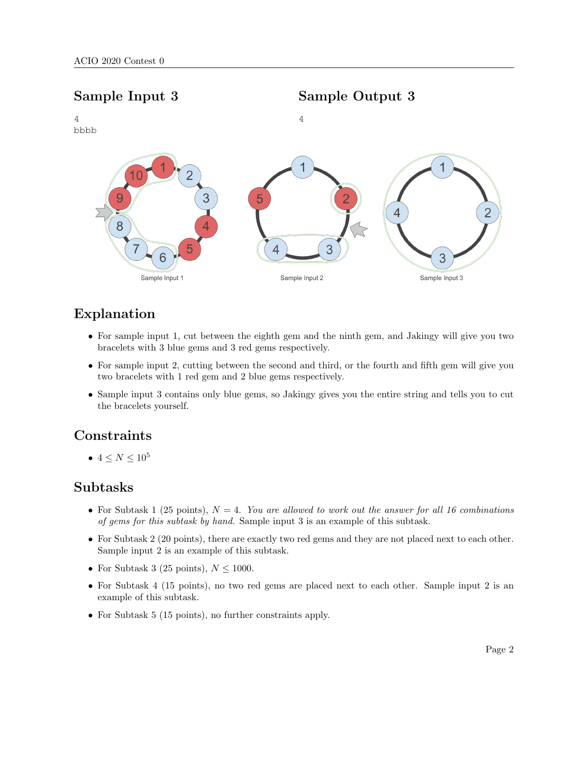## Sample Input 3

```
4
bbbb
```

## Sample Output 3

```
4
```

Sample Input 1

Sample Input 2

Sample Input 3

## Explanation

- For sample input 1, cut between the eighth gem and the ninth gem, and Jakingy will give you two bracelets with 3 blue gems and 3 red gems respectively.
- For sample input 2, cutting between the second and third, or the fourth and fifth gem will give you two bracelets with 1 red gem and 2 blue gems respectively.
- Sample input 3 contains only blue gems, so Jakingy gives you the entire string and tells you to cut the bracelets yourself.

## Constraints

- $4 \leq N \leq 10^5$

## Subtasks

- For Subtask 1 (25 points), $N = 4$. *You are allowed to work out the answer for all 16 combinations of gems for this subtask by hand.* Sample input 3 is an example of this subtask.
- For Subtask 2 (20 points), there are exactly two red gems and they are not placed next to each other. Sample input 2 is an example of this subtask.
- For Subtask 3 (25 points), $N \leq 1000$.
- For Subtask 4 (15 points), no two red gems are placed next to each other. Sample input 2 is an example of this subtask.
- For Subtask 5 (15 points), no further constraints apply.